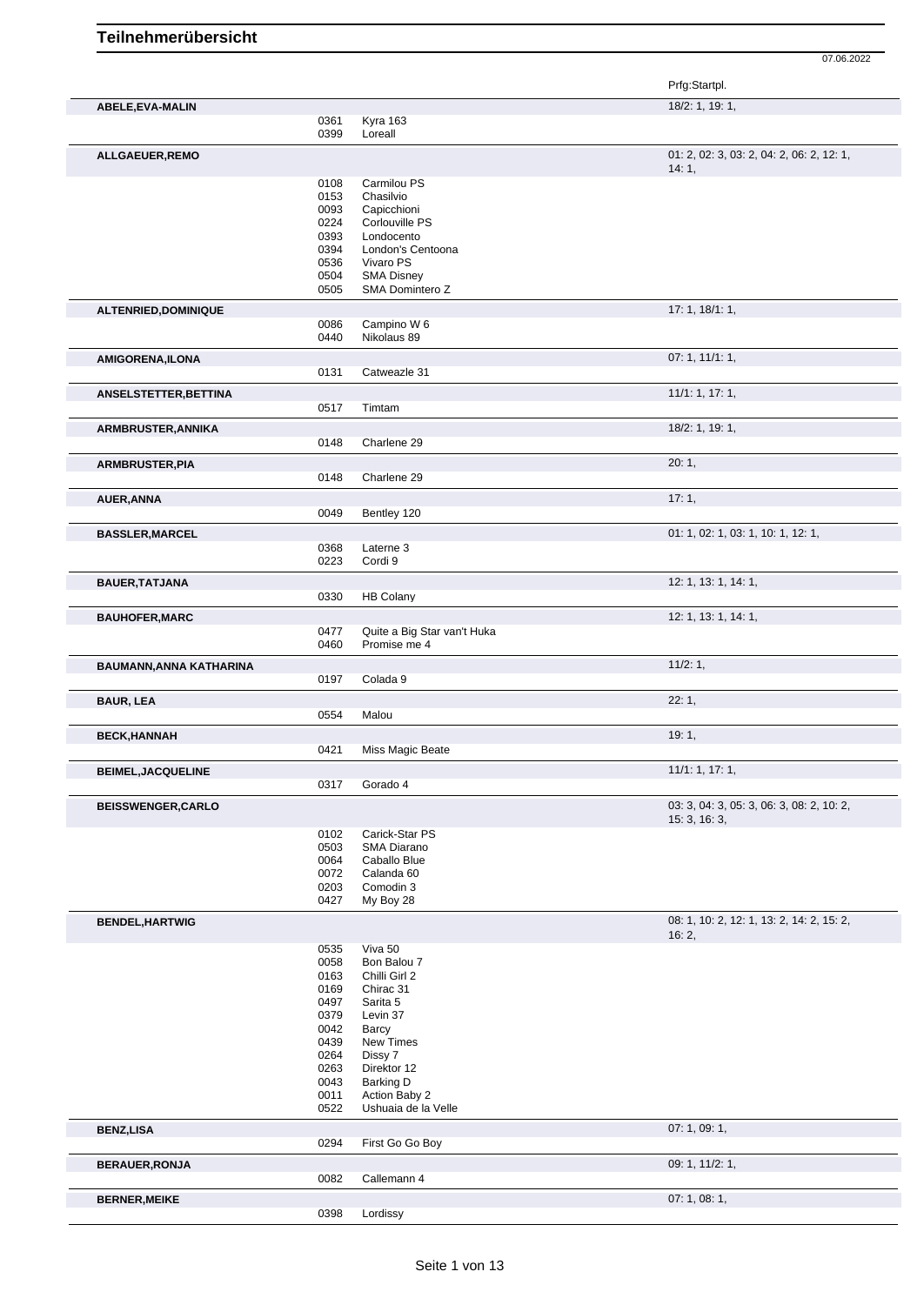# Teilnehmerübersicht

07.06.2022

| Teilnehmer | Nr. | Pferd | Prfg:Startpl. |
|---|---|---|---|
| **ABELE,EVA-MALIN** | | | 18/2: 1, 19: 1, |
| | 0361 | Kyra 163 | |
| | 0399 | Loreall | |
| **ALLGAEUER,REMO** | | | 01: 2, 02: 3, 03: 2, 04: 2, 06: 2, 12: 1, 14: 1, |
| | 0108 | Carmilou PS | |
| | 0153 | Chasilvio | |
| | 0093 | Capicchioni | |
| | 0224 | Corlouville PS | |
| | 0393 | Londocento | |
| | 0394 | London's Centoona | |
| | 0536 | Vivaro PS | |
| | 0504 | SMA Disney | |
| | 0505 | SMA Domintero Z | |
| **ALTENRIED,DOMINIQUE** | | | 17: 1, 18/1: 1, |
| | 0086 | Campino W 6 | |
| | 0440 | Nikolaus 89 | |
| **AMIGORENA,ILONA** | | | 07: 1, 11/1: 1, |
| | 0131 | Catweazle 31 | |
| **ANSELSTETTER,BETTINA** | | | 11/1: 1, 17: 1, |
| | 0517 | Timtam | |
| **ARMBRUSTER,ANNIKA** | | | 18/2: 1, 19: 1, |
| | 0148 | Charlene 29 | |
| **ARMBRUSTER,PIA** | | | 20: 1, |
| | 0148 | Charlene 29 | |
| **AUER,ANNA** | | | 17: 1, |
| | 0049 | Bentley 120 | |
| **BASSLER,MARCEL** | | | 01: 1, 02: 1, 03: 1, 10: 1, 12: 1, |
| | 0368 | Laterne 3 | |
| | 0223 | Cordi 9 | |
| **BAUER,TATJANA** | | | 12: 1, 13: 1, 14: 1, |
| | 0330 | HB Colany | |
| **BAUHOFER,MARC** | | | 12: 1, 13: 1, 14: 1, |
| | 0477 | Quite a Big Star van't Huka | |
| | 0460 | Promise me 4 | |
| **BAUMANN,ANNA KATHARINA** | | | 11/2: 1, |
| | 0197 | Colada 9 | |
| **BAUR, LEA** | | | 22: 1, |
| | 0554 | Malou | |
| **BECK,HANNAH** | | | 19: 1, |
| | 0421 | Miss Magic Beate | |
| **BEIMEL,JACQUELINE** | | | 11/1: 1, 17: 1, |
| | 0317 | Gorado 4 | |
| **BEISSWENGER,CARLO** | | | 03: 3, 04: 3, 05: 3, 06: 3, 08: 2, 10: 2, 15: 3, 16: 3, |
| | 0102 | Carick-Star PS | |
| | 0503 | SMA Diarano | |
| | 0064 | Caballo Blue | |
| | 0072 | Calanda 60 | |
| | 0203 | Comodin 3 | |
| | 0427 | My Boy 28 | |
| **BENDEL,HARTWIG** | | | 08: 1, 10: 2, 12: 1, 13: 2, 14: 2, 15: 2, 16: 2, |
| | 0535 | Viva 50 | |
| | 0058 | Bon Balou 7 | |
| | 0163 | Chilli Girl 2 | |
| | 0169 | Chirac 31 | |
| | 0497 | Sarita 5 | |
| | 0379 | Levin 37 | |
| | 0042 | Barcy | |
| | 0439 | New Times | |
| | 0264 | Dissy 7 | |
| | 0263 | Direktor 12 | |
| | 0043 | Barking D | |
| | 0011 | Action Baby 2 | |
| | 0522 | Ushuaia de la Velle | |
| **BENZ,LISA** | | | 07: 1, 09: 1, |
| | 0294 | First Go Go Boy | |
| **BERAUER,RONJA** | | | 09: 1, 11/2: 1, |
| | 0082 | Callemann 4 | |
| **BERNER,MEIKE** | | | 07: 1, 08: 1, |
| | 0398 | Lordissy | |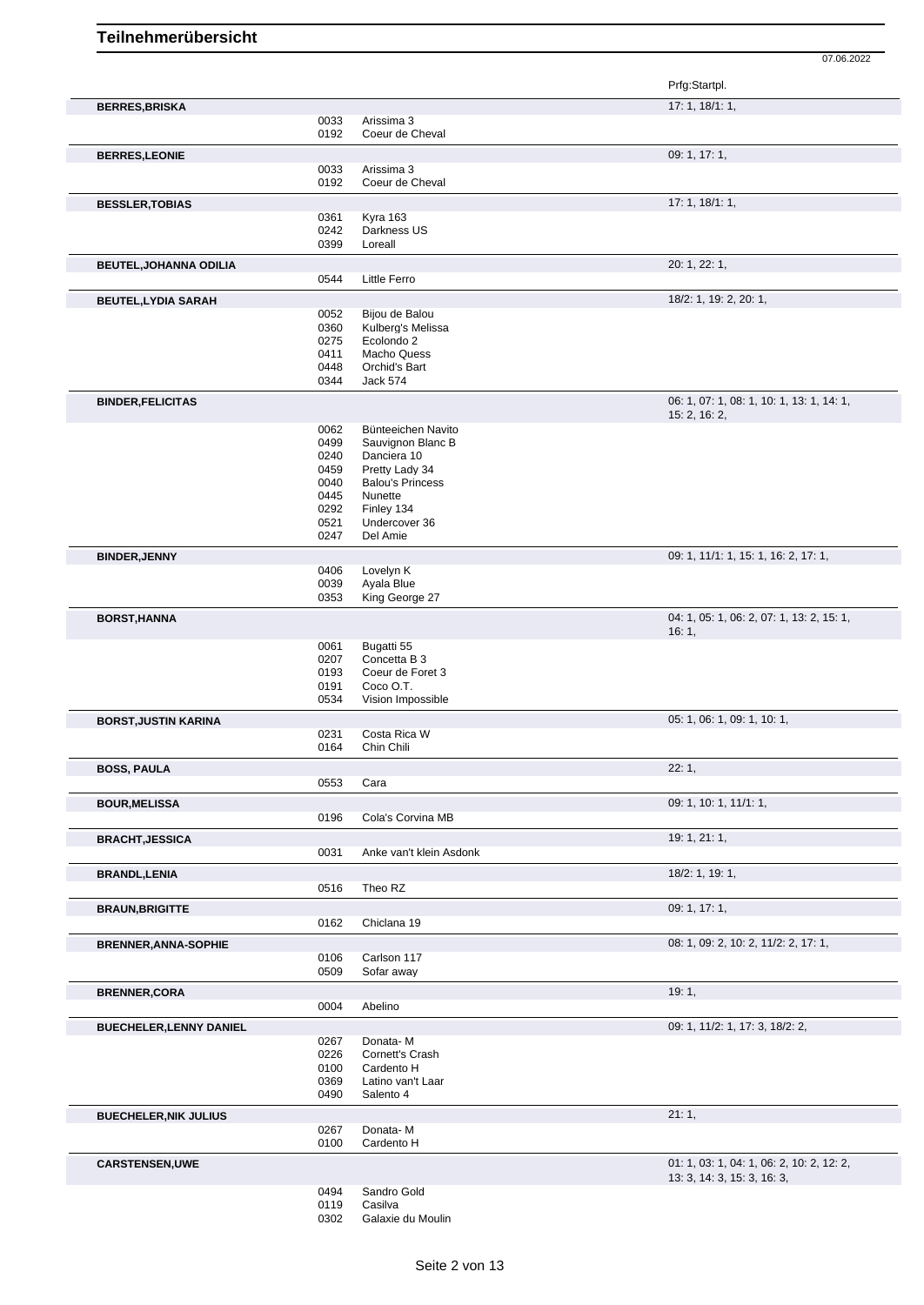# Teilnehmerübersicht

07.06.2022

| Name | Nr. | Pferd | Prfg:Startpl. |
| --- | --- | --- | --- |
| **BERRES,BRISKA** | | | 17: 1, 18/1: 1, |
| | 0033 | Arissima 3 | |
| | 0192 | Coeur de Cheval | |
| **BERRES,LEONIE** | | | 09: 1, 17: 1, |
| | 0033 | Arissima 3 | |
| | 0192 | Coeur de Cheval | |
| **BESSLER,TOBIAS** | | | 17: 1, 18/1: 1, |
| | 0361 | Kyra 163 | |
| | 0242 | Darkness US | |
| | 0399 | Loreall | |
| **BEUTEL,JOHANNA ODILIA** | | | 20: 1, 22: 1, |
| | 0544 | Little Ferro | |
| **BEUTEL,LYDIA SARAH** | | | 18/2: 1, 19: 2, 20: 1, |
| | 0052 | Bijou de Balou | |
| | 0360 | Kulberg's Melissa | |
| | 0275 | Ecolondo 2 | |
| | 0411 | Macho Quess | |
| | 0448 | Orchid's Bart | |
| | 0344 | Jack 574 | |
| **BINDER,FELICITAS** | | | 06: 1, 07: 1, 08: 1, 10: 1, 13: 1, 14: 1, 15: 2, 16: 2, |
| | 0062 | Bünteeichen Navito | |
| | 0499 | Sauvignon Blanc B | |
| | 0240 | Danciera 10 | |
| | 0459 | Pretty Lady 34 | |
| | 0040 | Balou's Princess | |
| | 0445 | Nunette | |
| | 0292 | Finley 134 | |
| | 0521 | Undercover 36 | |
| | 0247 | Del Amie | |
| **BINDER,JENNY** | | | 09: 1, 11/1: 1, 15: 1, 16: 2, 17: 1, |
| | 0406 | Lovelyn K | |
| | 0039 | Ayala Blue | |
| | 0353 | King George 27 | |
| **BORST,HANNA** | | | 04: 1, 05: 1, 06: 2, 07: 1, 13: 2, 15: 1, 16: 1, |
| | 0061 | Bugatti 55 | |
| | 0207 | Concetta B 3 | |
| | 0193 | Coeur de Foret 3 | |
| | 0191 | Coco O.T. | |
| | 0534 | Vision Impossible | |
| **BORST,JUSTIN KARINA** | | | 05: 1, 06: 1, 09: 1, 10: 1, |
| | 0231 | Costa Rica W | |
| | 0164 | Chin Chili | |
| **BOSS, PAULA** | | | 22: 1, |
| | 0553 | Cara | |
| **BOUR,MELISSA** | | | 09: 1, 10: 1, 11/1: 1, |
| | 0196 | Cola's Corvina MB | |
| **BRACHT,JESSICA** | | | 19: 1, 21: 1, |
| | 0031 | Anke van't klein Asdonk | |
| **BRANDL,LENIA** | | | 18/2: 1, 19: 1, |
| | 0516 | Theo RZ | |
| **BRAUN,BRIGITTE** | | | 09: 1, 17: 1, |
| | 0162 | Chiclana 19 | |
| **BRENNER,ANNA-SOPHIE** | | | 08: 1, 09: 2, 10: 2, 11/2: 2, 17: 1, |
| | 0106 | Carlson 117 | |
| | 0509 | Sofar away | |
| **BRENNER,CORA** | | | 19: 1, |
| | 0004 | Abelino | |
| **BUECHELER,LENNY DANIEL** | | | 09: 1, 11/2: 1, 17: 3, 18/2: 2, |
| | 0267 | Donata- M | |
| | 0226 | Cornett's Crash | |
| | 0100 | Cardento H | |
| | 0369 | Latino van't Laar | |
| | 0490 | Salento 4 | |
| **BUECHELER,NIK JULIUS** | | | 21: 1, |
| | 0267 | Donata- M | |
| | 0100 | Cardento H | |
| **CARSTENSEN,UWE** | | | 01: 1, 03: 1, 04: 1, 06: 2, 10: 2, 12: 2, 13: 3, 14: 3, 15: 3, 16: 3, |
| | 0494 | Sandro Gold | |
| | 0119 | Casilva | |
| | 0302 | Galaxie du Moulin | |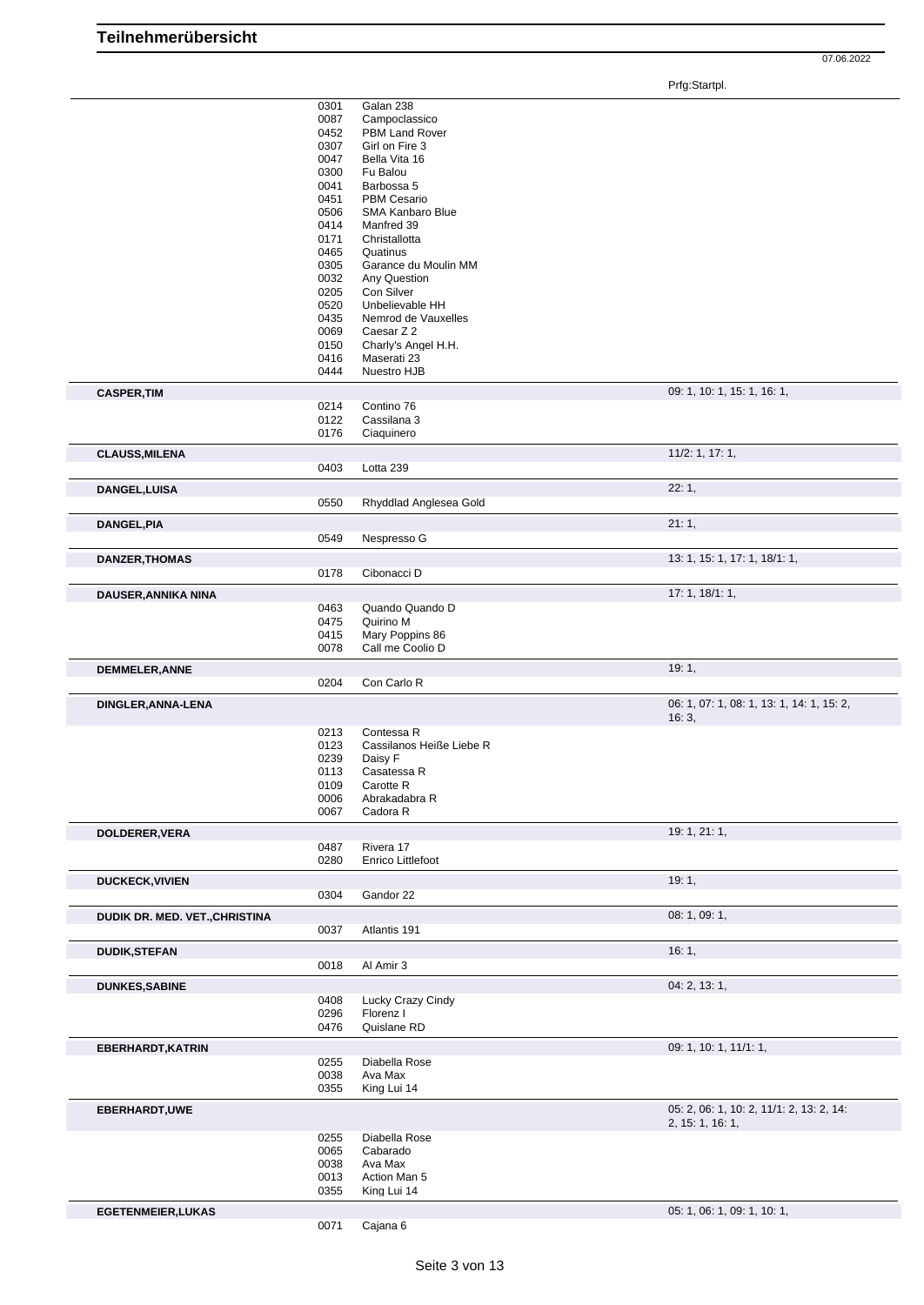# Teilnehmerübersicht

07.06.2022

Prfg:Startpl.

| | | | |
|---|---|---|---|
| | 0301 | Galan 238 | |
| | 0087 | Campoclassico | |
| | 0452 | PBM Land Rover | |
| | 0307 | Girl on Fire 3 | |
| | 0047 | Bella Vita 16 | |
| | 0300 | Fu Balou | |
| | 0041 | Barbossa 5 | |
| | 0451 | PBM Cesario | |
| | 0506 | SMA Kanbaro Blue | |
| | 0414 | Manfred 39 | |
| | 0171 | Christallotta | |
| | 0465 | Quatinus | |
| | 0305 | Garance du Moulin MM | |
| | 0032 | Any Question | |
| | 0205 | Con Silver | |
| | 0520 | Unbelievable HH | |
| | 0435 | Nemrod de Vauxelles | |
| | 0069 | Caesar Z 2 | |
| | 0150 | Charly's Angel H.H. | |
| | 0416 | Maserati 23 | |
| | 0444 | Nuestro HJB | |
| **CASPER,TIM** | | | 09: 1, 10: 1, 15: 1, 16: 1, |
| | 0214 | Contino 76 | |
| | 0122 | Cassilana 3 | |
| | 0176 | Ciaquinero | |
| **CLAUSS,MILENA** | | | 11/2: 1, 17: 1, |
| | 0403 | Lotta 239 | |
| **DANGEL,LUISA** | | | 22: 1, |
| | 0550 | Rhyddlad Anglesea Gold | |
| **DANGEL,PIA** | | | 21: 1, |
| | 0549 | Nespresso G | |
| **DANZER,THOMAS** | | | 13: 1, 15: 1, 17: 1, 18/1: 1, |
| | 0178 | Cibonacci D | |
| **DAUSER,ANNIKA NINA** | | | 17: 1, 18/1: 1, |
| | 0463 | Quando Quando D | |
| | 0475 | Quirino M | |
| | 0415 | Mary Poppins 86 | |
| | 0078 | Call me Coolio D | |
| **DEMMELER,ANNE** | | | 19: 1, |
| | 0204 | Con Carlo R | |
| **DINGLER,ANNA-LENA** | | | 06: 1, 07: 1, 08: 1, 13: 1, 14: 1, 15: 2, 16: 3, |
| | 0213 | Contessa R | |
| | 0123 | Cassilanos Heiße Liebe R | |
| | 0239 | Daisy F | |
| | 0113 | Casatessa R | |
| | 0109 | Carotte R | |
| | 0006 | Abrakadabra R | |
| | 0067 | Cadora R | |
| **DOLDERER,VERA** | | | 19: 1, 21: 1, |
| | 0487 | Rivera 17 | |
| | 0280 | Enrico Littlefoot | |
| **DUCKECK,VIVIEN** | | | 19: 1, |
| | 0304 | Gandor 22 | |
| **DUDIK DR. MED. VET.,CHRISTINA** | | | 08: 1, 09: 1, |
| | 0037 | Atlantis 191 | |
| **DUDIK,STEFAN** | | | 16: 1, |
| | 0018 | Al Amir 3 | |
| **DUNKES,SABINE** | | | 04: 2, 13: 1, |
| | 0408 | Lucky Crazy Cindy | |
| | 0296 | Florenz I | |
| | 0476 | Quislane RD | |
| **EBERHARDT,KATRIN** | | | 09: 1, 10: 1, 11/1: 1, |
| | 0255 | Diabella Rose | |
| | 0038 | Ava Max | |
| | 0355 | King Lui 14 | |
| **EBERHARDT,UWE** | | | 05: 2, 06: 1, 10: 2, 11/1: 2, 13: 2, 14: 2, 15: 1, 16: 1, |
| | 0255 | Diabella Rose | |
| | 0065 | Cabarado | |
| | 0038 | Ava Max | |
| | 0013 | Action Man 5 | |
| | 0355 | King Lui 14 | |
| **EGETENMEIER,LUKAS** | | | 05: 1, 06: 1, 09: 1, 10: 1, |
| | 0071 | Cajana 6 | |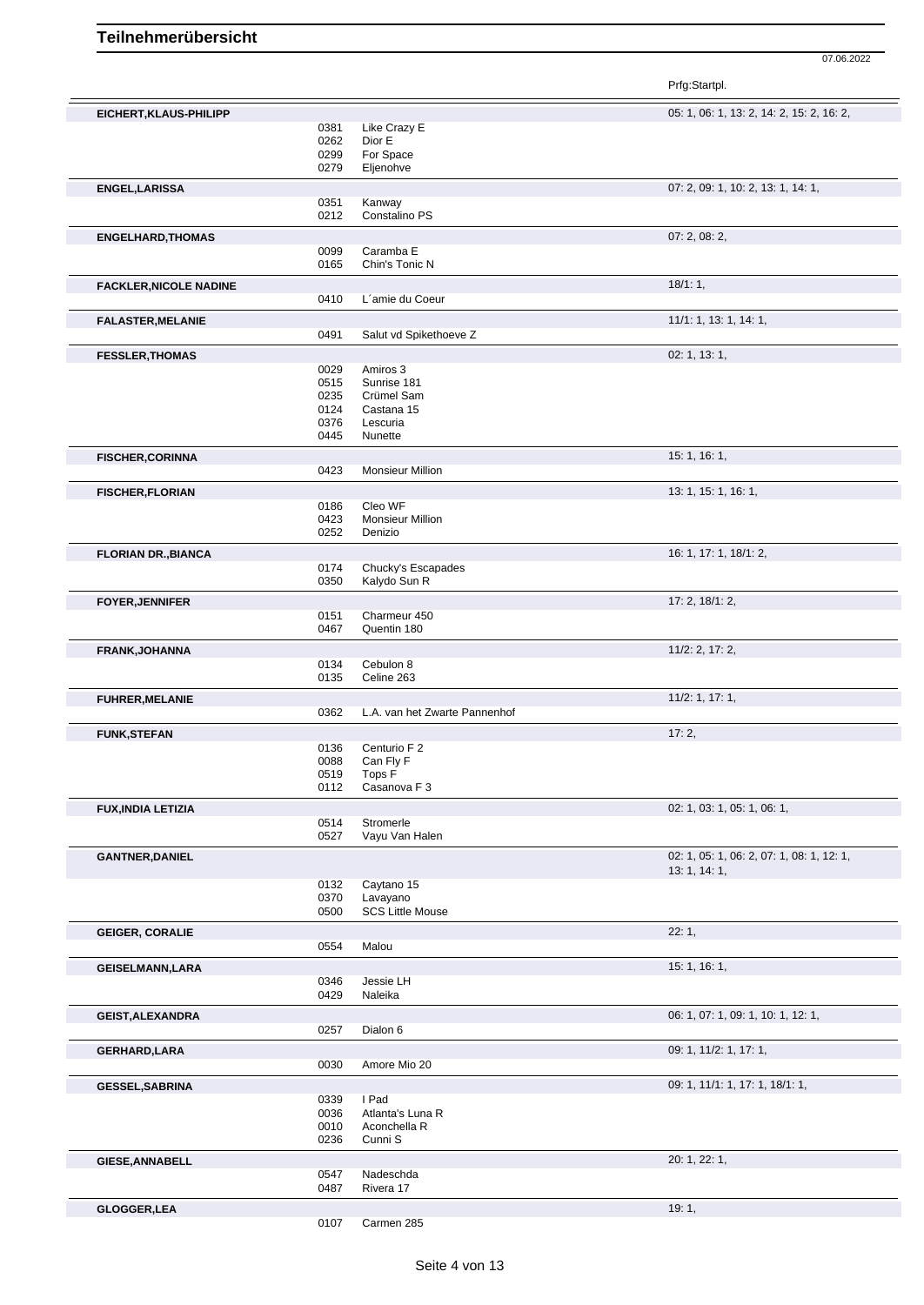# Teilnehmerübersicht

07.06.2022

| Name | Nr. | Pferd | Prfg:Startpl. |
|---|---|---|---|
| **EICHERT,KLAUS-PHILIPP** | | | 05: 1, 06: 1, 13: 2, 14: 2, 15: 2, 16: 2, |
| | 0381 | Like Crazy E | |
| | 0262 | Dior E | |
| | 0299 | For Space | |
| | 0279 | Eljenohve | |
| **ENGEL,LARISSA** | | | 07: 2, 09: 1, 10: 2, 13: 1, 14: 1, |
| | 0351 | Kanway | |
| | 0212 | Constalino PS | |
| **ENGELHARD,THOMAS** | | | 07: 2, 08: 2, |
| | 0099 | Caramba E | |
| | 0165 | Chin's Tonic N | |
| **FACKLER,NICOLE NADINE** | | | 18/1: 1, |
| | 0410 | L´amie du Coeur | |
| **FALASTER,MELANIE** | | | 11/1: 1, 13: 1, 14: 1, |
| | 0491 | Salut vd Spikethoeve Z | |
| **FESSLER,THOMAS** | | | 02: 1, 13: 1, |
| | 0029 | Amiros 3 | |
| | 0515 | Sunrise 181 | |
| | 0235 | Crümel Sam | |
| | 0124 | Castana 15 | |
| | 0376 | Lescuria | |
| | 0445 | Nunette | |
| **FISCHER,CORINNA** | | | 15: 1, 16: 1, |
| | 0423 | Monsieur Million | |
| **FISCHER,FLORIAN** | | | 13: 1, 15: 1, 16: 1, |
| | 0186 | Cleo WF | |
| | 0423 | Monsieur Million | |
| | 0252 | Denizio | |
| **FLORIAN DR.,BIANCA** | | | 16: 1, 17: 1, 18/1: 2, |
| | 0174 | Chucky's Escapades | |
| | 0350 | Kalydo Sun R | |
| **FOYER,JENNIFER** | | | 17: 2, 18/1: 2, |
| | 0151 | Charmeur 450 | |
| | 0467 | Quentin 180 | |
| **FRANK,JOHANNA** | | | 11/2: 2, 17: 2, |
| | 0134 | Cebulon 8 | |
| | 0135 | Celine 263 | |
| **FUHRER,MELANIE** | | | 11/2: 1, 17: 1, |
| | 0362 | L.A. van het Zwarte Pannenhof | |
| **FUNK,STEFAN** | | | 17: 2, |
| | 0136 | Centurio F 2 | |
| | 0088 | Can Fly F | |
| | 0519 | Tops F | |
| | 0112 | Casanova F 3 | |
| **FUX,INDIA LETIZIA** | | | 02: 1, 03: 1, 05: 1, 06: 1, |
| | 0514 | Stromerle | |
| | 0527 | Vayu Van Halen | |
| **GANTNER,DANIEL** | | | 02: 1, 05: 1, 06: 2, 07: 1, 08: 1, 12: 1, 13: 1, 14: 1, |
| | 0132 | Caytano 15 | |
| | 0370 | Lavayano | |
| | 0500 | SCS Little Mouse | |
| **GEIGER, CORALIE** | | | 22: 1, |
| | 0554 | Malou | |
| **GEISELMANN,LARA** | | | 15: 1, 16: 1, |
| | 0346 | Jessie LH | |
| | 0429 | Naleika | |
| **GEIST,ALEXANDRA** | | | 06: 1, 07: 1, 09: 1, 10: 1, 12: 1, |
| | 0257 | Dialon 6 | |
| **GERHARD,LARA** | | | 09: 1, 11/2: 1, 17: 1, |
| | 0030 | Amore Mio 20 | |
| **GESSEL,SABRINA** | | | 09: 1, 11/1: 1, 17: 1, 18/1: 1, |
| | 0339 | I Pad | |
| | 0036 | Atlanta's Luna R | |
| | 0010 | Aconchella R | |
| | 0236 | Cunni S | |
| **GIESE,ANNABELL** | | | 20: 1, 22: 1, |
| | 0547 | Nadeschda | |
| | 0487 | Rivera 17 | |
| **GLOGGER,LEA** | | | 19: 1, |
| | 0107 | Carmen 285 | |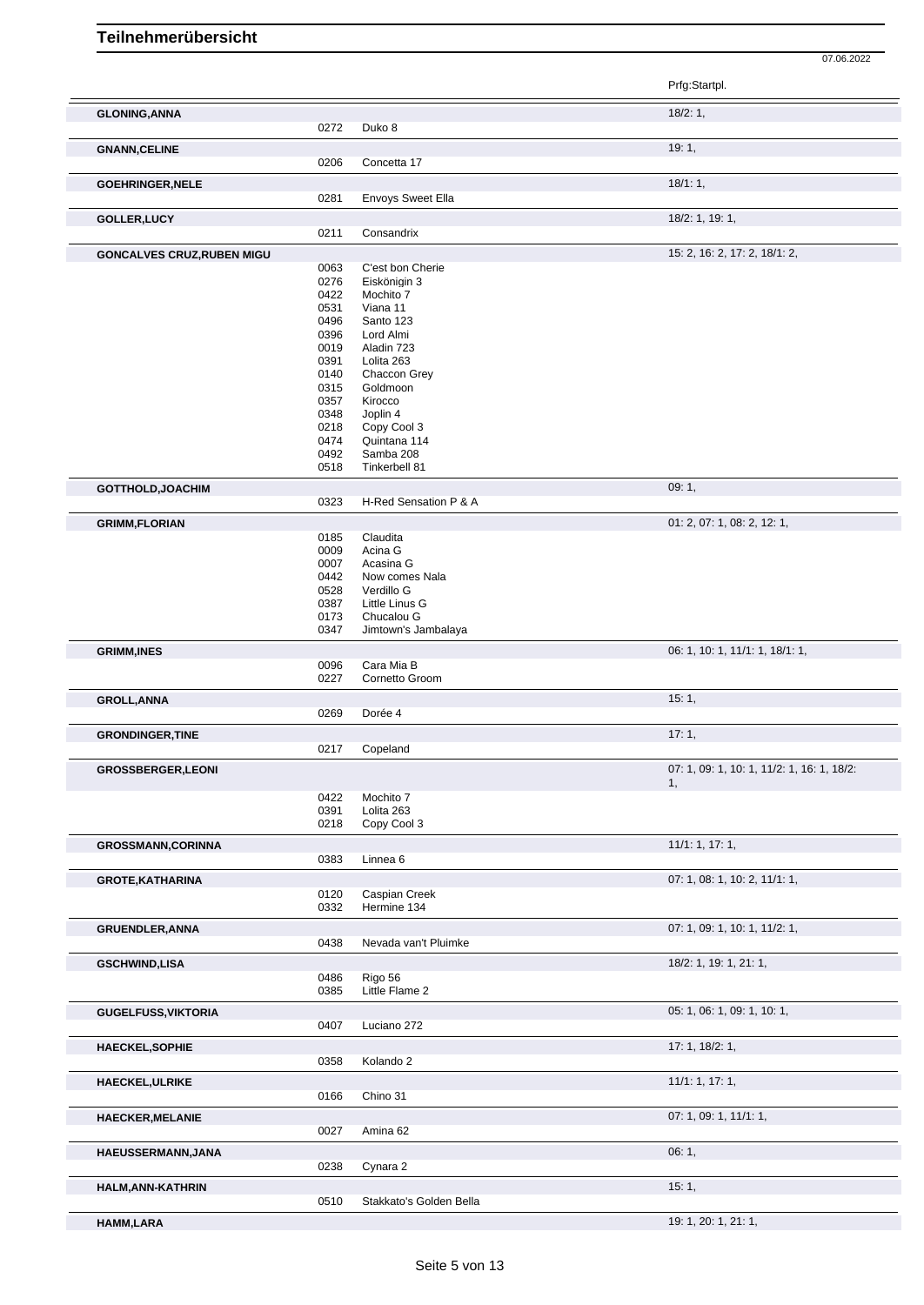# Teilnehmerübersicht

07.06.2022

| Name | Nr. | Pferd | Prfg:Startpl. |
|---|---|---|---|
| **GLONING,ANNA** | | | 18/2: 1, |
| | 0272 | Duko 8 | |
| **GNANN,CELINE** | | | 19: 1, |
| | 0206 | Concetta 17 | |
| **GOEHRINGER,NELE** | | | 18/1: 1, |
| | 0281 | Envoys Sweet Ella | |
| **GOLLER,LUCY** | | | 18/2: 1, 19: 1, |
| | 0211 | Consandrix | |
| **GONCALVES CRUZ,RUBEN MIGU** | | | 15: 2, 16: 2, 17: 2, 18/1: 2, |
| | 0063 | C'est bon Cherie | |
| | 0276 | Eiskönigin 3 | |
| | 0422 | Mochito 7 | |
| | 0531 | Viana 11 | |
| | 0496 | Santo 123 | |
| | 0396 | Lord Almi | |
| | 0019 | Aladin 723 | |
| | 0391 | Lolita 263 | |
| | 0140 | Chaccon Grey | |
| | 0315 | Goldmoon | |
| | 0357 | Kirocco | |
| | 0348 | Joplin 4 | |
| | 0218 | Copy Cool 3 | |
| | 0474 | Quintana 114 | |
| | 0492 | Samba 208 | |
| | 0518 | Tinkerbell 81 | |
| **GOTTHOLD,JOACHIM** | | | 09: 1, |
| | 0323 | H-Red Sensation P & A | |
| **GRIMM,FLORIAN** | | | 01: 2, 07: 1, 08: 2, 12: 1, |
| | 0185 | Claudita | |
| | 0009 | Acina G | |
| | 0007 | Acasina G | |
| | 0442 | Now comes Nala | |
| | 0528 | Verdillo G | |
| | 0387 | Little Linus G | |
| | 0173 | Chucalou G | |
| | 0347 | Jimtown's Jambalaya | |
| **GRIMM,INES** | | | 06: 1, 10: 1, 11/1: 1, 18/1: 1, |
| | 0096 | Cara Mia B | |
| | 0227 | Cornetto Groom | |
| **GROLL,ANNA** | | | 15: 1, |
| | 0269 | Dorée 4 | |
| **GRONDINGER,TINE** | | | 17: 1, |
| | 0217 | Copeland | |
| **GROSSBERGER,LEONI** | | | 07: 1, 09: 1, 10: 1, 11/2: 1, 16: 1, 18/2: 1, |
| | 0422 | Mochito 7 | |
| | 0391 | Lolita 263 | |
| | 0218 | Copy Cool 3 | |
| **GROSSMANN,CORINNA** | | | 11/1: 1, 17: 1, |
| | 0383 | Linnea 6 | |
| **GROTE,KATHARINA** | | | 07: 1, 08: 1, 10: 2, 11/1: 1, |
| | 0120 | Caspian Creek | |
| | 0332 | Hermine 134 | |
| **GRUENDLER,ANNA** | | | 07: 1, 09: 1, 10: 1, 11/2: 1, |
| | 0438 | Nevada van't Pluimke | |
| **GSCHWIND,LISA** | | | 18/2: 1, 19: 1, 21: 1, |
| | 0486 | Rigo 56 | |
| | 0385 | Little Flame 2 | |
| **GUGELFUSS,VIKTORIA** | | | 05: 1, 06: 1, 09: 1, 10: 1, |
| | 0407 | Luciano 272 | |
| **HAECKEL,SOPHIE** | | | 17: 1, 18/2: 1, |
| | 0358 | Kolando 2 | |
| **HAECKEL,ULRIKE** | | | 11/1: 1, 17: 1, |
| | 0166 | Chino 31 | |
| **HAECKER,MELANIE** | | | 07: 1, 09: 1, 11/1: 1, |
| | 0027 | Amina 62 | |
| **HAEUSSERMANN,JANA** | | | 06: 1, |
| | 0238 | Cynara 2 | |
| **HALM,ANN-KATHRIN** | | | 15: 1, |
| | 0510 | Stakkato's Golden Bella | |
| **HAMM,LARA** | | | 19: 1, 20: 1, 21: 1, |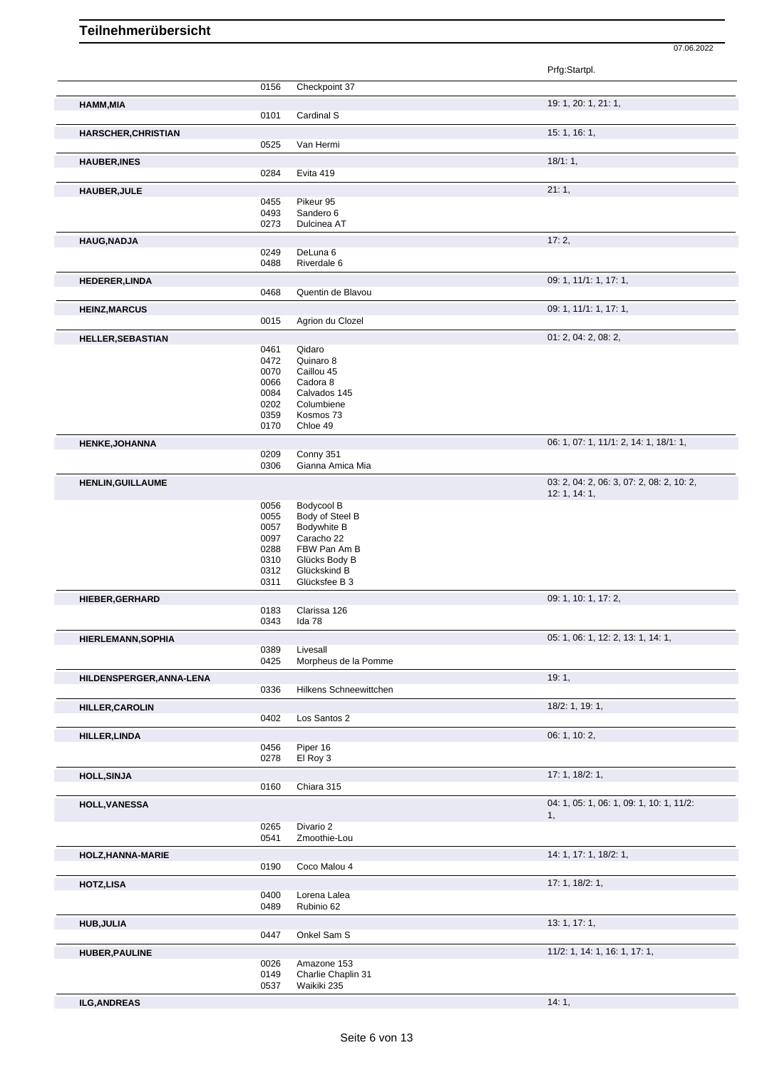# Teilnehmerübersicht

07.06.2022

| Name | Nr. | Pferd | Prfg:Startpl. |
|---|---|---|---|
| | 0156 | Checkpoint 37 | |
| **HAMM,MIA** | | | 19: 1, 20: 1, 21: 1, |
| | 0101 | Cardinal S | |
| **HARSCHER,CHRISTIAN** | | | 15: 1, 16: 1, |
| | 0525 | Van Hermi | |
| **HAUBER,INES** | | | 18/1: 1, |
| | 0284 | Evita 419 | |
| **HAUBER,JULE** | | | 21: 1, |
| | 0455 | Pikeur 95 | |
| | 0493 | Sandero 6 | |
| | 0273 | Dulcinea AT | |
| **HAUG,NADJA** | | | 17: 2, |
| | 0249 | DeLuna 6 | |
| | 0488 | Riverdale 6 | |
| **HEDERER,LINDA** | | | 09: 1, 11/1: 1, 17: 1, |
| | 0468 | Quentin de Blavou | |
| **HEINZ,MARCUS** | | | 09: 1, 11/1: 1, 17: 1, |
| | 0015 | Agrion du Clozel | |
| **HELLER,SEBASTIAN** | | | 01: 2, 04: 2, 08: 2, |
| | 0461 | Qidaro | |
| | 0472 | Quinaro 8 | |
| | 0070 | Caillou 45 | |
| | 0066 | Cadora 8 | |
| | 0084 | Calvados 145 | |
| | 0202 | Columbiene | |
| | 0359 | Kosmos 73 | |
| | 0170 | Chloe 49 | |
| **HENKE,JOHANNA** | | | 06: 1, 07: 1, 11/1: 2, 14: 1, 18/1: 1, |
| | 0209 | Conny 351 | |
| | 0306 | Gianna Amica Mia | |
| **HENLIN,GUILLAUME** | | | 03: 2, 04: 2, 06: 3, 07: 2, 08: 2, 10: 2, 12: 1, 14: 1, |
| | 0056 | Bodycool B | |
| | 0055 | Body of Steel B | |
| | 0057 | Bodywhite B | |
| | 0097 | Caracho 22 | |
| | 0288 | FBW Pan Am B | |
| | 0310 | Glücks Body B | |
| | 0312 | Glückskind B | |
| | 0311 | Glücksfee B 3 | |
| **HIEBER,GERHARD** | | | 09: 1, 10: 1, 17: 2, |
| | 0183 | Clarissa 126 | |
| | 0343 | Ida 78 | |
| **HIERLEMANN,SOPHIA** | | | 05: 1, 06: 1, 12: 2, 13: 1, 14: 1, |
| | 0389 | Livesall | |
| | 0425 | Morpheus de la Pomme | |
| **HILDENSPERGER,ANNA-LENA** | | | 19: 1, |
| | 0336 | Hilkens Schneewittchen | |
| **HILLER,CAROLIN** | | | 18/2: 1, 19: 1, |
| | 0402 | Los Santos 2 | |
| **HILLER,LINDA** | | | 06: 1, 10: 2, |
| | 0456 | Piper 16 | |
| | 0278 | El Roy 3 | |
| **HOLL,SINJA** | | | 17: 1, 18/2: 1, |
| | 0160 | Chiara 315 | |
| **HOLL,VANESSA** | | | 04: 1, 05: 1, 06: 1, 09: 1, 10: 1, 11/2: 1, |
| | 0265 | Divario 2 | |
| | 0541 | Zmoothie-Lou | |
| **HOLZ,HANNA-MARIE** | | | 14: 1, 17: 1, 18/2: 1, |
| | 0190 | Coco Malou 4 | |
| **HOTZ,LISA** | | | 17: 1, 18/2: 1, |
| | 0400 | Lorena Lalea | |
| | 0489 | Rubinio 62 | |
| **HUB,JULIA** | | | 13: 1, 17: 1, |
| | 0447 | Onkel Sam S | |
| **HUBER,PAULINE** | | | 11/2: 1, 14: 1, 16: 1, 17: 1, |
| | 0026 | Amazone 153 | |
| | 0149 | Charlie Chaplin 31 | |
| | 0537 | Waikiki 235 | |
| **ILG,ANDREAS** | | | 14: 1, |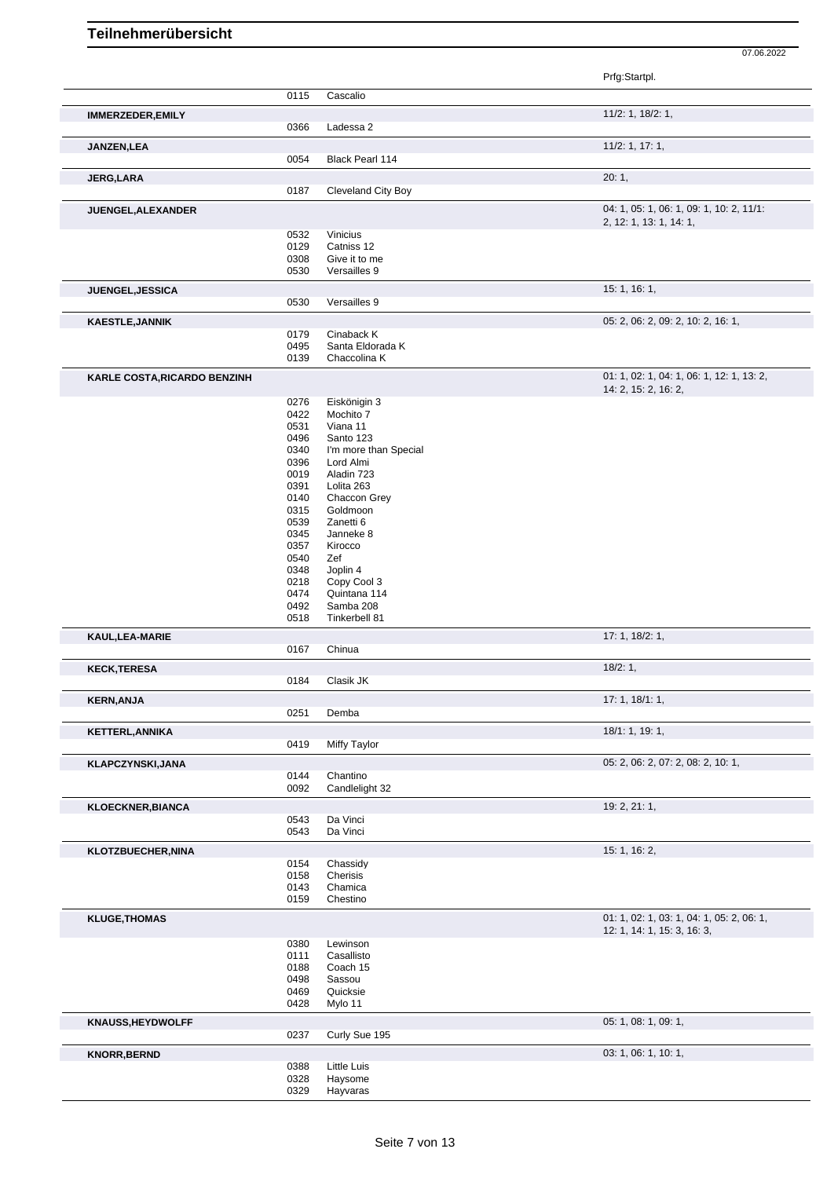# Teilnehmerübersicht

07.06.2022

| Name | Nr. | Pferd | Prfg:Startpl. |
|---|---|---|---|
| | 0115 | Cascalio | |
| **IMMERZEDER,EMILY** | | | 11/2: 1, 18/2: 1, |
| | 0366 | Ladessa 2 | |
| **JANZEN,LEA** | | | 11/2: 1, 17: 1, |
| | 0054 | Black Pearl 114 | |
| **JERG,LARA** | | | 20: 1, |
| | 0187 | Cleveland City Boy | |
| **JUENGEL,ALEXANDER** | | | 04: 1, 05: 1, 06: 1, 09: 1, 10: 2, 11/1: 2, 12: 1, 13: 1, 14: 1, |
| | 0532 | Vinicius | |
| | 0129 | Catniss 12 | |
| | 0308 | Give it to me | |
| | 0530 | Versailles 9 | |
| **JUENGEL,JESSICA** | | | 15: 1, 16: 1, |
| | 0530 | Versailles 9 | |
| **KAESTLE,JANNIK** | | | 05: 2, 06: 2, 09: 2, 10: 2, 16: 1, |
| | 0179 | Cinaback K | |
| | 0495 | Santa Eldorada K | |
| | 0139 | Chaccolina K | |
| **KARLE COSTA,RICARDO BENZINH** | | | 01: 1, 02: 1, 04: 1, 06: 1, 12: 1, 13: 2, 14: 2, 15: 2, 16: 2, |
| | 0276 | Eiskönigin 3 | |
| | 0422 | Mochito 7 | |
| | 0531 | Viana 11 | |
| | 0496 | Santo 123 | |
| | 0340 | I'm more than Special | |
| | 0396 | Lord Almi | |
| | 0019 | Aladin 723 | |
| | 0391 | Lolita 263 | |
| | 0140 | Chaccon Grey | |
| | 0315 | Goldmoon | |
| | 0539 | Zanetti 6 | |
| | 0345 | Janneke 8 | |
| | 0357 | Kirocco | |
| | 0540 | Zef | |
| | 0348 | Joplin 4 | |
| | 0218 | Copy Cool 3 | |
| | 0474 | Quintana 114 | |
| | 0492 | Samba 208 | |
| | 0518 | Tinkerbell 81 | |
| **KAUL,LEA-MARIE** | | | 17: 1, 18/2: 1, |
| | 0167 | Chinua | |
| **KECK,TERESA** | | | 18/2: 1, |
| | 0184 | Clasik JK | |
| **KERN,ANJA** | | | 17: 1, 18/1: 1, |
| | 0251 | Demba | |
| **KETTERL,ANNIKA** | | | 18/1: 1, 19: 1, |
| | 0419 | Miffy Taylor | |
| **KLAPCZYNSKI,JANA** | | | 05: 2, 06: 2, 07: 2, 08: 2, 10: 1, |
| | 0144 | Chantino | |
| | 0092 | Candlelight 32 | |
| **KLOECKNER,BIANCA** | | | 19: 2, 21: 1, |
| | 0543 | Da Vinci | |
| | 0543 | Da Vinci | |
| **KLOTZBUECHER,NINA** | | | 15: 1, 16: 2, |
| | 0154 | Chassidy | |
| | 0158 | Cherisis | |
| | 0143 | Chamica | |
| | 0159 | Chestino | |
| **KLUGE,THOMAS** | | | 01: 1, 02: 1, 03: 1, 04: 1, 05: 2, 06: 1, 12: 1, 14: 1, 15: 3, 16: 3, |
| | 0380 | Lewinson | |
| | 0111 | Casallisto | |
| | 0188 | Coach 15 | |
| | 0498 | Sassou | |
| | 0469 | Quicksie | |
| | 0428 | Mylo 11 | |
| **KNAUSS,HEYDWOLFF** | | | 05: 1, 08: 1, 09: 1, |
| | 0237 | Curly Sue 195 | |
| **KNORR,BERND** | | | 03: 1, 06: 1, 10: 1, |
| | 0388 | Little Luis | |
| | 0328 | Haysome | |
| | 0329 | Hayvaras | |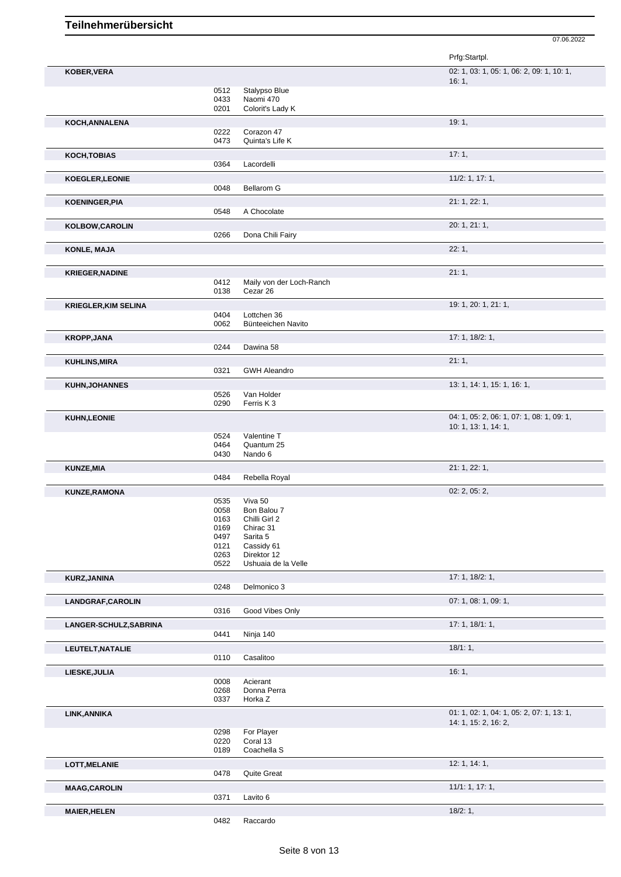# Teilnehmerübersicht

07.06.2022

| Name | Nr. | Pferd | Prfg:Startpl. |
|---|---|---|---|
| **KOBER,VERA** | | | 02: 1, 03: 1, 05: 1, 06: 2, 09: 1, 10: 1, 16: 1, |
| | 0512 | Stalypso Blue | |
| | 0433 | Naomi 470 | |
| | 0201 | Colorit's Lady K | |
| **KOCH,ANNALENA** | | | 19: 1, |
| | 0222 | Corazon 47 | |
| | 0473 | Quinta's Life K | |
| **KOCH,TOBIAS** | | | 17: 1, |
| | 0364 | Lacordelli | |
| **KOEGLER,LEONIE** | | | 11/2: 1, 17: 1, |
| | 0048 | Bellarom G | |
| **KOENINGER,PIA** | | | 21: 1, 22: 1, |
| | 0548 | A Chocolate | |
| **KOLBOW,CAROLIN** | | | 20: 1, 21: 1, |
| | 0266 | Dona Chili Fairy | |
| **KONLE, MAJA** | | | 22: 1, |
| **KRIEGER,NADINE** | | | 21: 1, |
| | 0412 | Maily von der Loch-Ranch | |
| | 0138 | Cezar 26 | |
| **KRIEGLER,KIM SELINA** | | | 19: 1, 20: 1, 21: 1, |
| | 0404 | Lottchen 36 | |
| | 0062 | Bünteeichen Navito | |
| **KROPP,JANA** | | | 17: 1, 18/2: 1, |
| | 0244 | Dawina 58 | |
| **KUHLINS,MIRA** | | | 21: 1, |
| | 0321 | GWH Aleandro | |
| **KUHN,JOHANNES** | | | 13: 1, 14: 1, 15: 1, 16: 1, |
| | 0526 | Van Holder | |
| | 0290 | Ferris K 3 | |
| **KUHN,LEONIE** | | | 04: 1, 05: 2, 06: 1, 07: 1, 08: 1, 09: 1, 10: 1, 13: 1, 14: 1, |
| | 0524 | Valentine T | |
| | 0464 | Quantum 25 | |
| | 0430 | Nando 6 | |
| **KUNZE,MIA** | | | 21: 1, 22: 1, |
| | 0484 | Rebella Royal | |
| **KUNZE,RAMONA** | | | 02: 2, 05: 2, |
| | 0535 | Viva 50 | |
| | 0058 | Bon Balou 7 | |
| | 0163 | Chilli Girl 2 | |
| | 0169 | Chirac 31 | |
| | 0497 | Sarita 5 | |
| | 0121 | Cassidy 61 | |
| | 0263 | Direktor 12 | |
| | 0522 | Ushuaia de la Velle | |
| **KURZ,JANINA** | | | 17: 1, 18/2: 1, |
| | 0248 | Delmonico 3 | |
| **LANDGRAF,CAROLIN** | | | 07: 1, 08: 1, 09: 1, |
| | 0316 | Good Vibes Only | |
| **LANGER-SCHULZ,SABRINA** | | | 17: 1, 18/1: 1, |
| | 0441 | Ninja 140 | |
| **LEUTELT,NATALIE** | | | 18/1: 1, |
| | 0110 | Casalitoo | |
| **LIESKE,JULIA** | | | 16: 1, |
| | 0008 | Acierant | |
| | 0268 | Donna Perra | |
| | 0337 | Horka Z | |
| **LINK,ANNIKA** | | | 01: 1, 02: 1, 04: 1, 05: 2, 07: 1, 13: 1, 14: 1, 15: 2, 16: 2, |
| | 0298 | For Player | |
| | 0220 | Coral 13 | |
| | 0189 | Coachella S | |
| **LOTT,MELANIE** | | | 12: 1, 14: 1, |
| | 0478 | Quite Great | |
| **MAAG,CAROLIN** | | | 11/1: 1, 17: 1, |
| | 0371 | Lavito 6 | |
| **MAIER,HELEN** | | | 18/2: 1, |
| | 0482 | Raccardo | |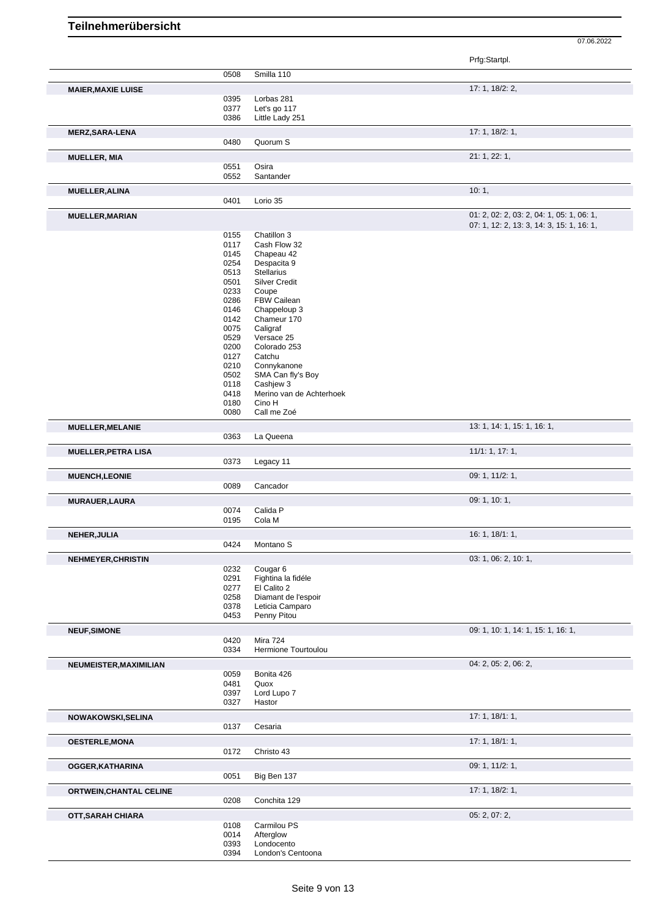# Teilnehmerübersicht

07.06.2022

| | Nr. | Pferd | Prfg:Startpl. |
|---|---|---|---|
| | 0508 | Smilla 110 | |
| **MAIER,MAXIE LUISE** | | | 17: 1, 18/2: 2, |
| | 0395 | Lorbas 281 | |
| | 0377 | Let's go 117 | |
| | 0386 | Little Lady 251 | |
| **MERZ,SARA-LENA** | | | 17: 1, 18/2: 1, |
| | 0480 | Quorum S | |
| **MUELLER, MIA** | | | 21: 1, 22: 1, |
| | 0551 | Osira | |
| | 0552 | Santander | |
| **MUELLER,ALINA** | | | 10: 1, |
| | 0401 | Lorio 35 | |
| **MUELLER,MARIAN** | | | 01: 2, 02: 2, 03: 2, 04: 1, 05: 1, 06: 1, 07: 1, 12: 2, 13: 3, 14: 3, 15: 1, 16: 1, |
| | 0155 | Chatillon 3 | |
| | 0117 | Cash Flow 32 | |
| | 0145 | Chapeau 42 | |
| | 0254 | Despacita 9 | |
| | 0513 | Stellarius | |
| | 0501 | Silver Credit | |
| | 0233 | Coupe | |
| | 0286 | FBW Cailean | |
| | 0146 | Chappeloup 3 | |
| | 0142 | Chameur 170 | |
| | 0075 | Caligraf | |
| | 0529 | Versace 25 | |
| | 0200 | Colorado 253 | |
| | 0127 | Catchu | |
| | 0210 | Connykanone | |
| | 0502 | SMA Can fly's Boy | |
| | 0118 | Cashjew 3 | |
| | 0418 | Merino van de Achterhoek | |
| | 0180 | Cino H | |
| | 0080 | Call me Zoé | |
| **MUELLER,MELANIE** | | | 13: 1, 14: 1, 15: 1, 16: 1, |
| | 0363 | La Queena | |
| **MUELLER,PETRA LISA** | | | 11/1: 1, 17: 1, |
| | 0373 | Legacy 11 | |
| **MUENCH,LEONIE** | | | 09: 1, 11/2: 1, |
| | 0089 | Cancador | |
| **MURAUER,LAURA** | | | 09: 1, 10: 1, |
| | 0074 | Calida P | |
| | 0195 | Cola M | |
| **NEHER,JULIA** | | | 16: 1, 18/1: 1, |
| | 0424 | Montano S | |
| **NEHMEYER,CHRISTIN** | | | 03: 1, 06: 2, 10: 1, |
| | 0232 | Cougar 6 | |
| | 0291 | Fightina la fidéle | |
| | 0277 | El Calito 2 | |
| | 0258 | Diamant de l'espoir | |
| | 0378 | Leticia Camparo | |
| | 0453 | Penny Pitou | |
| **NEUF,SIMONE** | | | 09: 1, 10: 1, 14: 1, 15: 1, 16: 1, |
| | 0420 | Mira 724 | |
| | 0334 | Hermione Tourtoulou | |
| **NEUMEISTER,MAXIMILIAN** | | | 04: 2, 05: 2, 06: 2, |
| | 0059 | Bonita 426 | |
| | 0481 | Quox | |
| | 0397 | Lord Lupo 7 | |
| | 0327 | Hastor | |
| **NOWAKOWSKI,SELINA** | | | 17: 1, 18/1: 1, |
| | 0137 | Cesaria | |
| **OESTERLE,MONA** | | | 17: 1, 18/1: 1, |
| | 0172 | Christo 43 | |
| **OGGER,KATHARINA** | | | 09: 1, 11/2: 1, |
| | 0051 | Big Ben 137 | |
| **ORTWEIN,CHANTAL CELINE** | | | 17: 1, 18/2: 1, |
| | 0208 | Conchita 129 | |
| **OTT,SARAH CHIARA** | | | 05: 2, 07: 2, |
| | 0108 | Carmilou PS | |
| | 0014 | Afterglow | |
| | 0393 | Londocento | |
| | 0394 | London's Centoona | |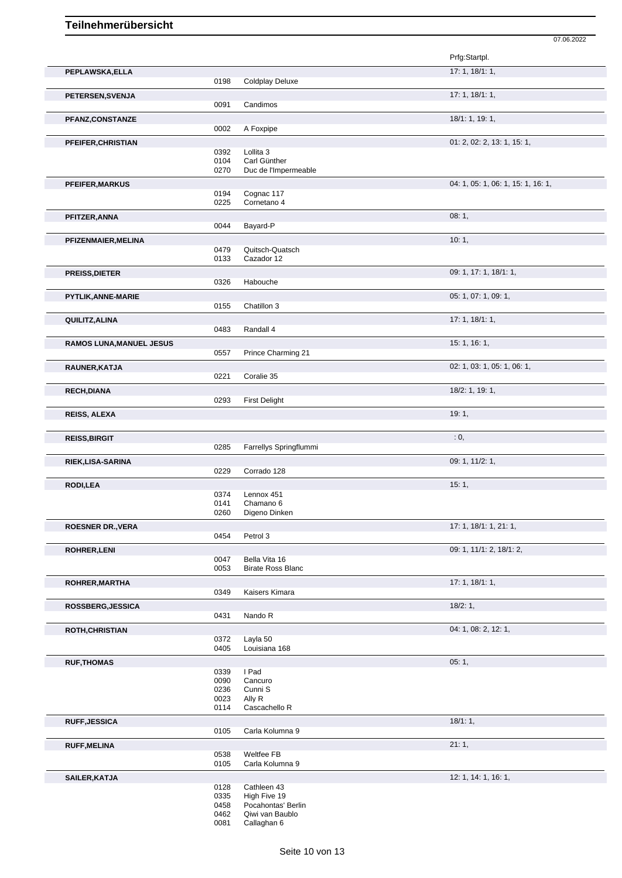# Teilnehmerübersicht

07.06.2022

| Name | Nr. | Pferd | Prfg:Startpl. |
|---|---|---|---|
| PEPLAWSKA,ELLA | | | 17: 1, 18/1: 1, |
| | 0198 | Coldplay Deluxe | |
| PETERSEN,SVENJA | | | 17: 1, 18/1: 1, |
| | 0091 | Candimos | |
| PFANZ,CONSTANZE | | | 18/1: 1, 19: 1, |
| | 0002 | A Foxpipe | |
| PFEIFER,CHRISTIAN | | | 01: 2, 02: 2, 13: 1, 15: 1, |
| | 0392 | Lollita 3 | |
| | 0104 | Carl Günther | |
| | 0270 | Duc de l'Impermeable | |
| PFEIFER,MARKUS | | | 04: 1, 05: 1, 06: 1, 15: 1, 16: 1, |
| | 0194 | Cognac 117 | |
| | 0225 | Cornetano 4 | |
| PFITZER,ANNA | | | 08: 1, |
| | 0044 | Bayard-P | |
| PFIZENMAIER,MELINA | | | 10: 1, |
| | 0479 | Quitsch-Quatsch | |
| | 0133 | Cazador 12 | |
| PREISS,DIETER | | | 09: 1, 17: 1, 18/1: 1, |
| | 0326 | Habouche | |
| PYTLIK,ANNE-MARIE | | | 05: 1, 07: 1, 09: 1, |
| | 0155 | Chatillon 3 | |
| QUILITZ,ALINA | | | 17: 1, 18/1: 1, |
| | 0483 | Randall 4 | |
| RAMOS LUNA,MANUEL JESUS | | | 15: 1, 16: 1, |
| | 0557 | Prince Charming 21 | |
| RAUNER,KATJA | | | 02: 1, 03: 1, 05: 1, 06: 1, |
| | 0221 | Coralie 35 | |
| RECH,DIANA | | | 18/2: 1, 19: 1, |
| | 0293 | First Delight | |
| REISS, ALEXA | | | 19: 1, |
| REISS,BIRGIT | | | : 0, |
| | 0285 | Farrellys Springflummi | |
| RIEK,LISA-SARINA | | | 09: 1, 11/2: 1, |
| | 0229 | Corrado 128 | |
| RODI,LEA | | | 15: 1, |
| | 0374 | Lennox 451 | |
| | 0141 | Chamano 6 | |
| | 0260 | Digeno Dinken | |
| ROESNER DR.,VERA | | | 17: 1, 18/1: 1, 21: 1, |
| | 0454 | Petrol 3 | |
| ROHRER,LENI | | | 09: 1, 11/1: 2, 18/1: 2, |
| | 0047 | Bella Vita 16 | |
| | 0053 | Birate Ross Blanc | |
| ROHRER,MARTHA | | | 17: 1, 18/1: 1, |
| | 0349 | Kaisers Kimara | |
| ROSSBERG,JESSICA | | | 18/2: 1, |
| | 0431 | Nando R | |
| ROTH,CHRISTIAN | | | 04: 1, 08: 2, 12: 1, |
| | 0372 | Layla 50 | |
| | 0405 | Louisiana 168 | |
| RUF,THOMAS | | | 05: 1, |
| | 0339 | I Pad | |
| | 0090 | Cancuro | |
| | 0236 | Cunni S | |
| | 0023 | Ally R | |
| | 0114 | Cascachello R | |
| RUFF,JESSICA | | | 18/1: 1, |
| | 0105 | Carla Kolumna 9 | |
| RUFF,MELINA | | | 21: 1, |
| | 0538 | Weltfee FB | |
| | 0105 | Carla Kolumna 9 | |
| SAILER,KATJA | | | 12: 1, 14: 1, 16: 1, |
| | 0128 | Cathleen 43 | |
| | 0335 | High Five 19 | |
| | 0458 | Pocahontas' Berlin | |
| | 0462 | Qiwi van Baublo | |
| | 0081 | Callaghan 6 | |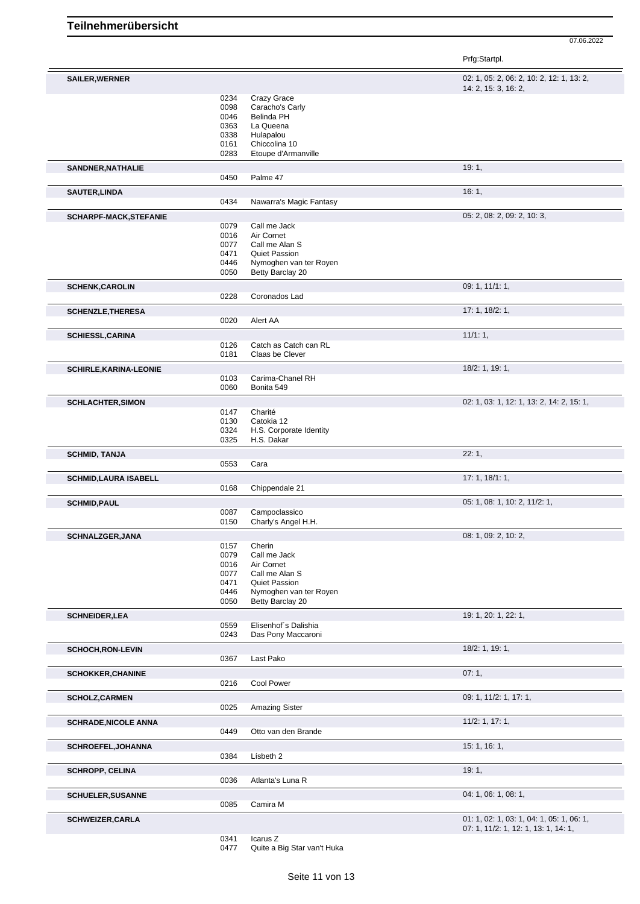# Teilnehmerübersicht

07.06.2022

| Name | Nr. | Pferd | Prfg:Startpl. |
|---|---|---|---|
| **SAILER,WERNER** | | | 02: 1, 05: 2, 06: 2, 10: 2, 12: 1, 13: 2, 14: 2, 15: 3, 16: 2, |
| | 0234 | Crazy Grace | |
| | 0098 | Caracho's Carly | |
| | 0046 | Belinda PH | |
| | 0363 | La Queena | |
| | 0338 | Hulapalou | |
| | 0161 | Chiccolina 10 | |
| | 0283 | Etoupe d'Armanville | |
| **SANDNER,NATHALIE** | | | 19: 1, |
| | 0450 | Palme 47 | |
| **SAUTER,LINDA** | | | 16: 1, |
| | 0434 | Nawarra's Magic Fantasy | |
| **SCHARPF-MACK,STEFANIE** | | | 05: 2, 08: 2, 09: 2, 10: 3, |
| | 0079 | Call me Jack | |
| | 0016 | Air Cornet | |
| | 0077 | Call me Alan S | |
| | 0471 | Quiet Passion | |
| | 0446 | Nymoghen van ter Royen | |
| | 0050 | Betty Barclay 20 | |
| **SCHENK,CAROLIN** | | | 09: 1, 11/1: 1, |
| | 0228 | Coronados Lad | |
| **SCHENZLE,THERESA** | | | 17: 1, 18/2: 1, |
| | 0020 | Alert AA | |
| **SCHIESSL,CARINA** | | | 11/1: 1, |
| | 0126 | Catch as Catch can RL | |
| | 0181 | Claas be Clever | |
| **SCHIRLE,KARINA-LEONIE** | | | 18/2: 1, 19: 1, |
| | 0103 | Carima-Chanel RH | |
| | 0060 | Bonita 549 | |
| **SCHLACHTER,SIMON** | | | 02: 1, 03: 1, 12: 1, 13: 2, 14: 2, 15: 1, |
| | 0147 | Charité | |
| | 0130 | Catokia 12 | |
| | 0324 | H.S. Corporate Identity | |
| | 0325 | H.S. Dakar | |
| **SCHMID, TANJA** | | | 22: 1, |
| | 0553 | Cara | |
| **SCHMID,LAURA ISABELL** | | | 17: 1, 18/1: 1, |
| | 0168 | Chippendale 21 | |
| **SCHMID,PAUL** | | | 05: 1, 08: 1, 10: 2, 11/2: 1, |
| | 0087 | Campoclassico | |
| | 0150 | Charly's Angel H.H. | |
| **SCHNALZGER,JANA** | | | 08: 1, 09: 2, 10: 2, |
| | 0157 | Cherin | |
| | 0079 | Call me Jack | |
| | 0016 | Air Cornet | |
| | 0077 | Call me Alan S | |
| | 0471 | Quiet Passion | |
| | 0446 | Nymoghen van ter Royen | |
| | 0050 | Betty Barclay 20 | |
| **SCHNEIDER,LEA** | | | 19: 1, 20: 1, 22: 1, |
| | 0559 | Elisenhof´s Dalishia | |
| | 0243 | Das Pony Maccaroni | |
| **SCHOCH,RON-LEVIN** | | | 18/2: 1, 19: 1, |
| | 0367 | Last Pako | |
| **SCHOKKER,CHANINE** | | | 07: 1, |
| | 0216 | Cool Power | |
| **SCHOLZ,CARMEN** | | | 09: 1, 11/2: 1, 17: 1, |
| | 0025 | Amazing Sister | |
| **SCHRADE,NICOLE ANNA** | | | 11/2: 1, 17: 1, |
| | 0449 | Otto van den Brande | |
| **SCHROEFEL,JOHANNA** | | | 15: 1, 16: 1, |
| | 0384 | Lísbeth 2 | |
| **SCHROPP, CELINA** | | | 19: 1, |
| | 0036 | Atlanta's Luna R | |
| **SCHUELER,SUSANNE** | | | 04: 1, 06: 1, 08: 1, |
| | 0085 | Camira M | |
| **SCHWEIZER,CARLA** | | | 01: 1, 02: 1, 03: 1, 04: 1, 05: 1, 06: 1, 07: 1, 11/2: 1, 12: 1, 13: 1, 14: 1, |
| | 0341 | Icarus Z | |
| | 0477 | Quite a Big Star van't Huka | |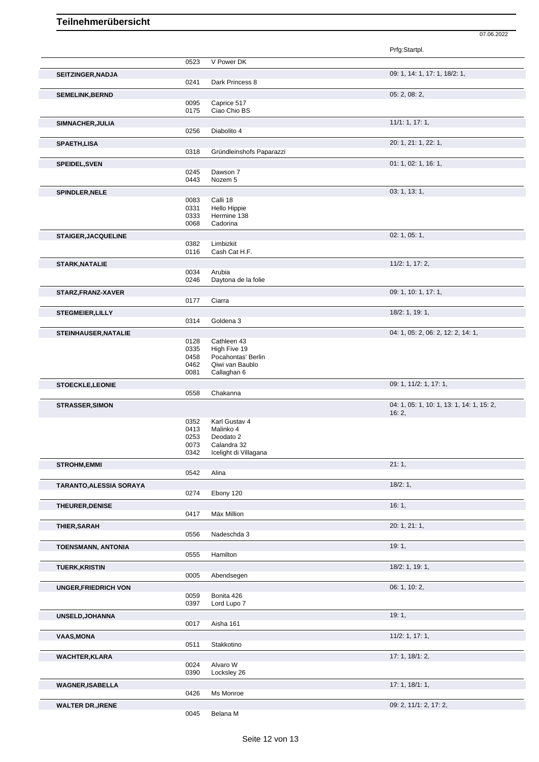# Teilnehmerübersicht

07.06.2022

| Name | Nr. | Pferd | Prfg:Startpl. |
|---|---|---|---|
| | 0523 | V Power DK | |
| **SEITZINGER,NADJA** | | | 09: 1, 14: 1, 17: 1, 18/2: 1, |
| | 0241 | Dark Princess 8 | |
| **SEMELINK,BERND** | | | 05: 2, 08: 2, |
| | 0095 | Caprice 517 | |
| | 0175 | Ciao Chio BS | |
| **SIMNACHER,JULIA** | | | 11/1: 1, 17: 1, |
| | 0256 | Diabolito 4 | |
| **SPAETH,LISA** | | | 20: 1, 21: 1, 22: 1, |
| | 0318 | Gründleinshofs Paparazzi | |
| **SPEIDEL,SVEN** | | | 01: 1, 02: 1, 16: 1, |
| | 0245 | Dawson 7 | |
| | 0443 | Nozem 5 | |
| **SPINDLER,NELE** | | | 03: 1, 13: 1, |
| | 0083 | Calli 18 | |
| | 0331 | Hello Hippie | |
| | 0333 | Hermine 138 | |
| | 0068 | Cadorina | |
| **STAIGER,JACQUELINE** | | | 02: 1, 05: 1, |
| | 0382 | Limbizkit | |
| | 0116 | Cash Cat H.F. | |
| **STARK,NATALIE** | | | 11/2: 1, 17: 2, |
| | 0034 | Arubia | |
| | 0246 | Daytona de la folie | |
| **STARZ,FRANZ-XAVER** | | | 09: 1, 10: 1, 17: 1, |
| | 0177 | Ciarra | |
| **STEGMEIER,LILLY** | | | 18/2: 1, 19: 1, |
| | 0314 | Goldena 3 | |
| **STEINHAUSER,NATALIE** | | | 04: 1, 05: 2, 06: 2, 12: 2, 14: 1, |
| | 0128 | Cathleen 43 | |
| | 0335 | High Five 19 | |
| | 0458 | Pocahontas' Berlin | |
| | 0462 | Qiwi van Baublo | |
| | 0081 | Callaghan 6 | |
| **STOECKLE,LEONIE** | | | 09: 1, 11/2: 1, 17: 1, |
| | 0558 | Chakanna | |
| **STRASSER,SIMON** | | | 04: 1, 05: 1, 10: 1, 13: 1, 14: 1, 15: 2, 16: 2, |
| | 0352 | Karl Gustav 4 | |
| | 0413 | Malinko 4 | |
| | 0253 | Deodato 2 | |
| | 0073 | Calandra 32 | |
| | 0342 | Icelight di Villagana | |
| **STROHM,EMMI** | | | 21: 1, |
| | 0542 | Alina | |
| **TARANTO,ALESSIA SORAYA** | | | 18/2: 1, |
| | 0274 | Ebony 120 | |
| **THEURER,DENISE** | | | 16: 1, |
| | 0417 | Mäx Million | |
| **THIER,SARAH** | | | 20: 1, 21: 1, |
| | 0556 | Nadeschda 3 | |
| **TOENSMANN, ANTONIA** | | | 19: 1, |
| | 0555 | Hamilton | |
| **TUERK,KRISTIN** | | | 18/2: 1, 19: 1, |
| | 0005 | Abendsegen | |
| **UNGER,FRIEDRICH VON** | | | 06: 1, 10: 2, |
| | 0059 | Bonita 426 | |
| | 0397 | Lord Lupo 7 | |
| **UNSELD,JOHANNA** | | | 19: 1, |
| | 0017 | Aisha 161 | |
| **VAAS,MONA** | | | 11/2: 1, 17: 1, |
| | 0511 | Stakkotino | |
| **WACHTER,KLARA** | | | 17: 1, 18/1: 2, |
| | 0024 | Alvaro W | |
| | 0390 | Locksley 26 | |
| **WAGNER,ISABELLA** | | | 17: 1, 18/1: 1, |
| | 0426 | Ms Monroe | |
| **WALTER DR.,IRENE** | | | 09: 2, 11/1: 2, 17: 2, |
| | 0045 | Belana M | |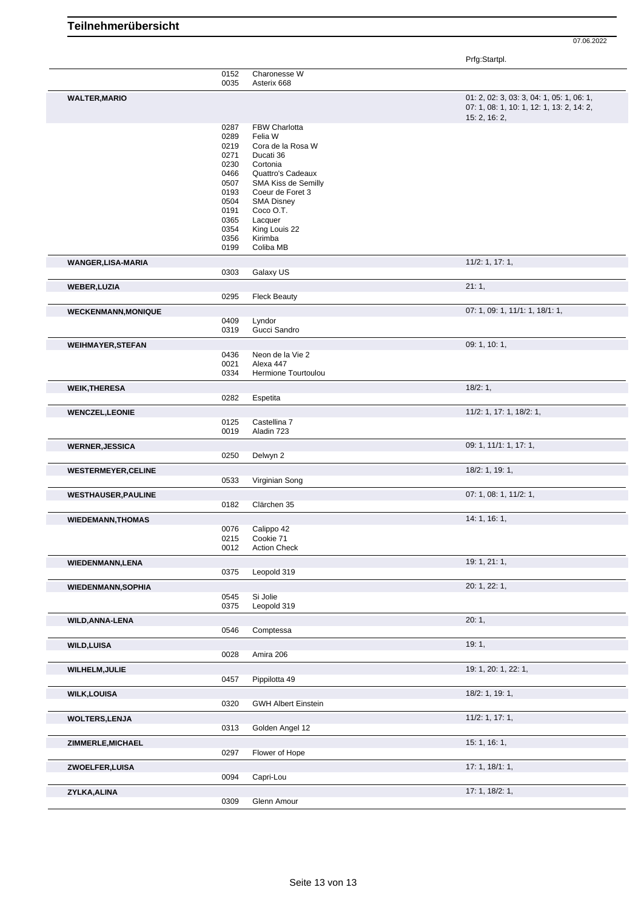# Teilnehmerübersicht

07.06.2022

| | | | Prfg:Startpl. |
|---|---|---|---|
| | 0152 | Charonesse W | |
| | 0035 | Asterix 668 | |
| **WALTER,MARIO** | | | 01: 2, 02: 3, 03: 3, 04: 1, 05: 1, 06: 1, 07: 1, 08: 1, 10: 1, 12: 1, 13: 2, 14: 2, 15: 2, 16: 2, |
| | 0287 | FBW Charlotta | |
| | 0289 | Felia W | |
| | 0219 | Cora de la Rosa W | |
| | 0271 | Ducati 36 | |
| | 0230 | Cortonia | |
| | 0466 | Quattro's Cadeaux | |
| | 0507 | SMA Kiss de Semilly | |
| | 0193 | Coeur de Foret 3 | |
| | 0504 | SMA Disney | |
| | 0191 | Coco O.T. | |
| | 0365 | Lacquer | |
| | 0354 | King Louis 22 | |
| | 0356 | Kirimba | |
| | 0199 | Coliba MB | |
| **WANGER,LISA-MARIA** | | | 11/2: 1, 17: 1, |
| | 0303 | Galaxy US | |
| **WEBER,LUZIA** | | | 21: 1, |
| | 0295 | Fleck Beauty | |
| **WECKENMANN,MONIQUE** | | | 07: 1, 09: 1, 11/1: 1, 18/1: 1, |
| | 0409 | Lyndor | |
| | 0319 | Gucci Sandro | |
| **WEIHMAYER,STEFAN** | | | 09: 1, 10: 1, |
| | 0436 | Neon de la Vie 2 | |
| | 0021 | Alexa 447 | |
| | 0334 | Hermione Tourtoulou | |
| **WEIK,THERESA** | | | 18/2: 1, |
| | 0282 | Espetita | |
| **WENCZEL,LEONIE** | | | 11/2: 1, 17: 1, 18/2: 1, |
| | 0125 | Castellina 7 | |
| | 0019 | Aladin 723 | |
| **WERNER,JESSICA** | | | 09: 1, 11/1: 1, 17: 1, |
| | 0250 | Delwyn 2 | |
| **WESTERMEYER,CELINE** | | | 18/2: 1, 19: 1, |
| | 0533 | Virginian Song | |
| **WESTHAUSER,PAULINE** | | | 07: 1, 08: 1, 11/2: 1, |
| | 0182 | Clärchen 35 | |
| **WIEDEMANN,THOMAS** | | | 14: 1, 16: 1, |
| | 0076 | Calippo 42 | |
| | 0215 | Cookie 71 | |
| | 0012 | Action Check | |
| **WIEDENMANN,LENA** | | | 19: 1, 21: 1, |
| | 0375 | Leopold 319 | |
| **WIEDENMANN,SOPHIA** | | | 20: 1, 22: 1, |
| | 0545 | Si Jolie | |
| | 0375 | Leopold 319 | |
| **WILD,ANNA-LENA** | | | 20: 1, |
| | 0546 | Comptessa | |
| **WILD,LUISA** | | | 19: 1, |
| | 0028 | Amira 206 | |
| **WILHELM,JULIE** | | | 19: 1, 20: 1, 22: 1, |
| | 0457 | Pippilotta 49 | |
| **WILK,LOUISA** | | | 18/2: 1, 19: 1, |
| | 0320 | GWH Albert Einstein | |
| **WOLTERS,LENJA** | | | 11/2: 1, 17: 1, |
| | 0313 | Golden Angel 12 | |
| **ZIMMERLE,MICHAEL** | | | 15: 1, 16: 1, |
| | 0297 | Flower of Hope | |
| **ZWOELFER,LUISA** | | | 17: 1, 18/1: 1, |
| | 0094 | Capri-Lou | |
| **ZYLKA,ALINA** | | | 17: 1, 18/2: 1, |
| | 0309 | Glenn Amour | |